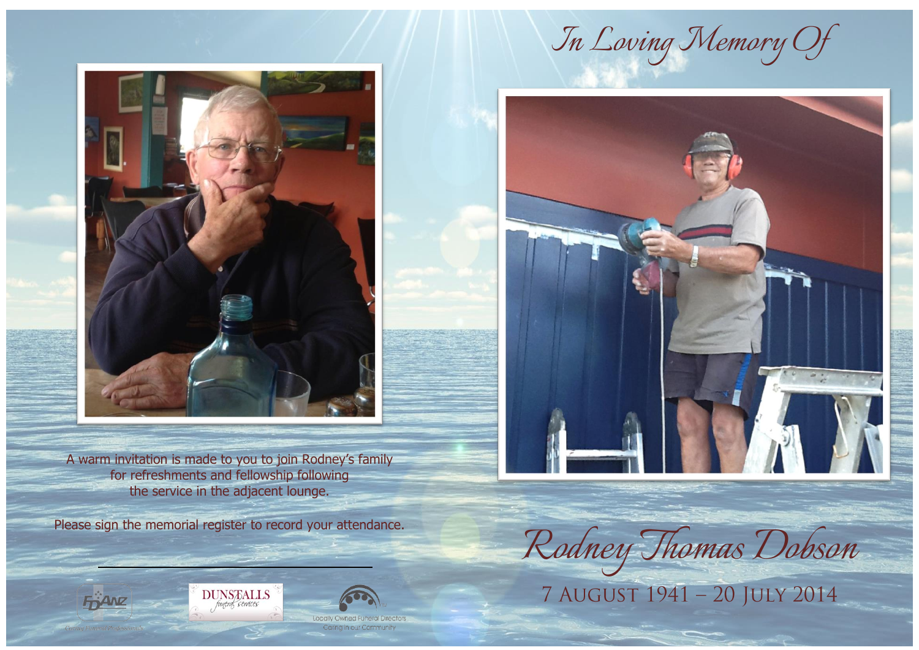A warm invitation is made to you to join Rodney's family for refreshments and fellowship following the service in the adjacent lounge.

Please sign the memorial register to record your attendance.

FDANZ
Caring Funeral Professionals

DUNSTALLS
funeral services

Locally Owned Funeral Directors
Caring in our Community

*In Loving Memory Of*

# *Rodney Thomas Dobson*

7 AUGUST 1941 – 20 JULY 2014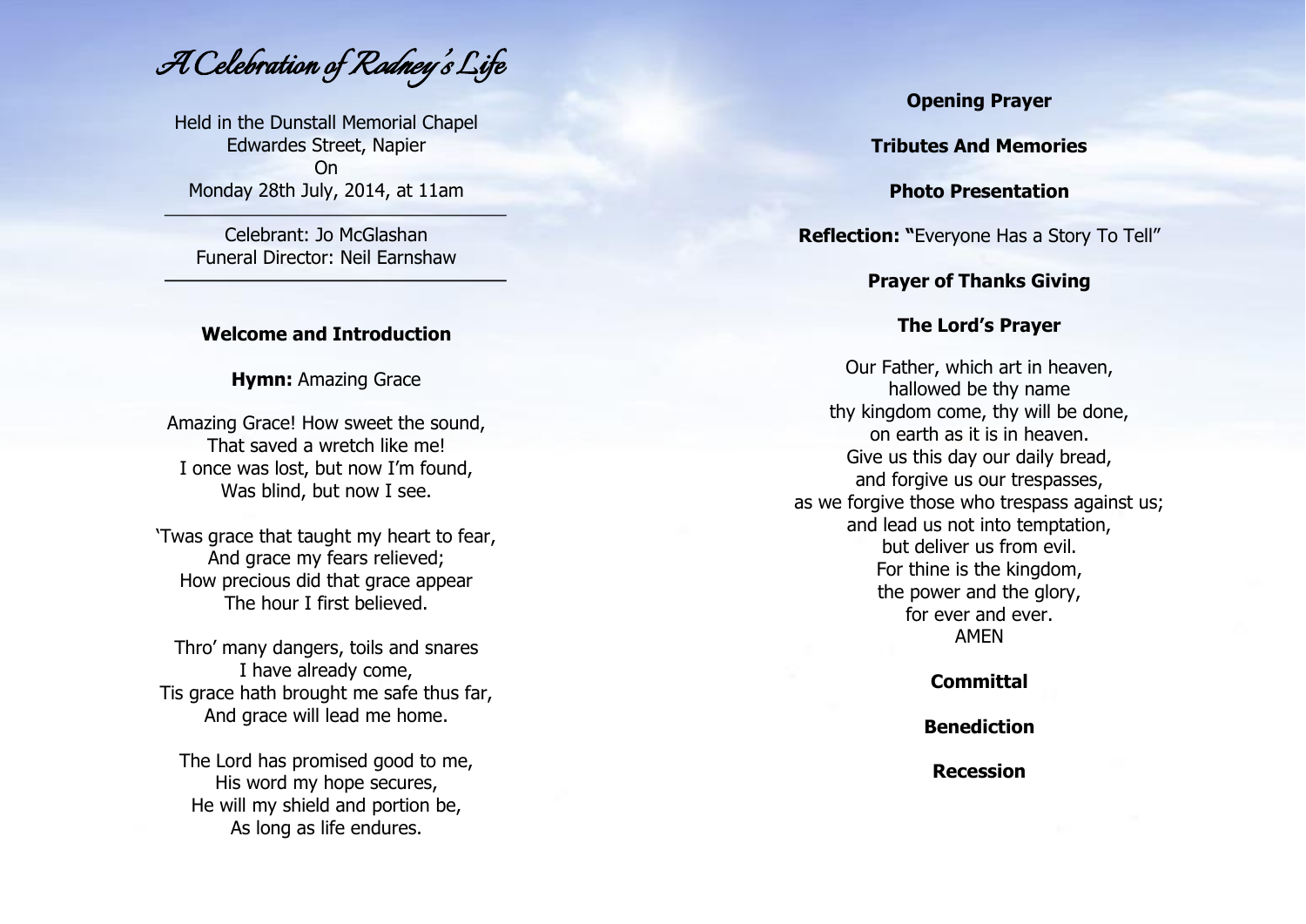# *A Celebration of Radney's Life*

Held in the Dunstall Memorial Chapel
Edwardes Street, Napier
On
Monday 28th July, 2014, at 11am

---

Celebrant: Jo McGlashan
Funeral Director: Neil Earnshaw

---

**Welcome and Introduction**

**Hymn:** Amazing Grace

Amazing Grace! How sweet the sound,
That saved a wretch like me!
I once was lost, but now I'm found,
Was blind, but now I see.

'Twas grace that taught my heart to fear,
And grace my fears relieved;
How precious did that grace appear
The hour I first believed.

Thro' many dangers, toils and snares
I have already come,
Tis grace hath brought me safe thus far,
And grace will lead me home.

The Lord has promised good to me,
His word my hope secures,
He will my shield and portion be,
As long as life endures.

**Opening Prayer**

**Tributes And Memories**

**Photo Presentation**

**Reflection: "**Everyone Has a Story To Tell"

**Prayer of Thanks Giving**

**The Lord's Prayer**

Our Father, which art in heaven,
hallowed be thy name
thy kingdom come, thy will be done,
on earth as it is in heaven.
Give us this day our daily bread,
and forgive us our trespasses,
as we forgive those who trespass against us;
and lead us not into temptation,
but deliver us from evil.
For thine is the kingdom,
the power and the glory,
for ever and ever.
AMEN

**Committal**

**Benediction**

**Recession**